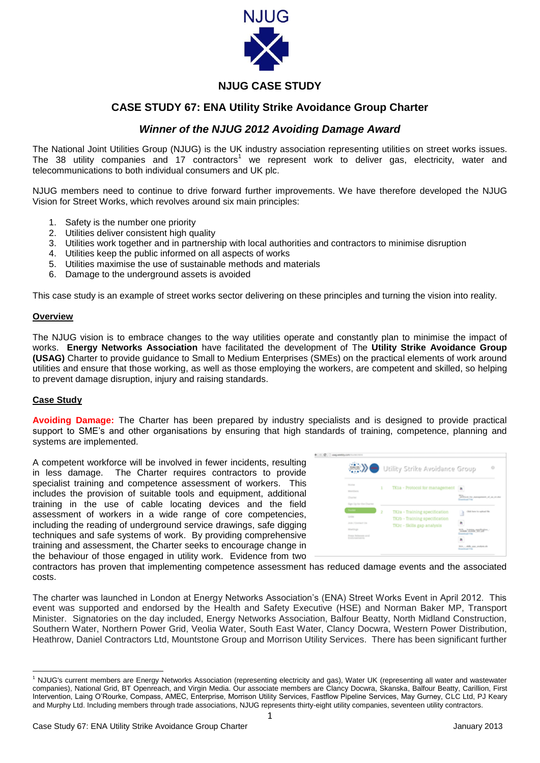NJUG

## NJUG CASE STUDY

# CASE STUDY 67: ENA Utility Strike Avoidance Group Charter

### *Winner of the NJUG 2012 Avoiding Damage Award*

The National Joint Utilities Group (NJUG) is the UK industry association representing utilities on street works issues. The 38 utility companies and 17 contractors[1] we represent work to deliver gas, electricity, water and telecommunications to both individual consumers and UK plc.

NJUG members need to continue to drive forward further improvements. We have therefore developed the NJUG Vision for Street Works, which revolves around six main principles:

1. Safety is the number one priority
2. Utilities deliver consistent high quality
3. Utilities work together and in partnership with local authorities and contractors to minimise disruption
4. Utilities keep the public informed on all aspects of works
5. Utilities maximise the use of sustainable methods and materials
6. Damage to the underground assets is avoided

This case study is an example of street works sector delivering on these principles and turning the vision into reality.

**Overview**

The NJUG vision is to embrace changes to the way utilities operate and constantly plan to minimise the impact of works. **Energy Networks Association** have facilitated the development of The **Utility Strike Avoidance Group (USAG)** Charter to provide guidance to Small to Medium Enterprises (SMEs) on the practical elements of work around utilities and ensure that those working, as well as those employing the workers, are competent and skilled, so helping to prevent damage disruption, injury and raising standards.

**Case Study**

**Avoiding Damage:** The Charter has been prepared by industry specialists and is designed to provide practical support to SME's and other organisations by ensuring that high standards of training, competence, planning and systems are implemented.

A competent workforce will be involved in fewer incidents, resulting in less damage. The Charter requires contractors to provide specialist training and competence assessment of workers. This includes the provision of suitable tools and equipment, additional training in the use of cable locating devices and the field assessment of workers in a wide range of core competencies, including the reading of underground service drawings, safe digging techniques and safe systems of work. By providing comprehensive training and assessment, the Charter seeks to encourage change in the behaviour of those engaged in utility work. Evidence from two contractors has proven that implementing competence assessment has reduced damage events and the associated costs.

The charter was launched in London at Energy Networks Association's (ENA) Street Works Event in April 2012. This event was supported and endorsed by the Health and Safety Executive (HSE) and Norman Baker MP, Transport Minister. Signatories on the day included, Energy Networks Association, Balfour Beatty, North Midland Construction, Southern Water, Northern Power Grid, Veolia Water, South East Water, Clancy Docwra, Western Power Distribution, Heathrow, Daniel Contractors Ltd, Mountstone Group and Morrison Utility Services. There has been significant further

[1] NJUG's current members are Energy Networks Association (representing electricity and gas), Water UK (representing all water and wastewater companies), National Grid, BT Openreach, and Virgin Media. Our associate members are Clancy Docwra, Skanska, Balfour Beatty, Carillion, First Intervention, Laing O'Rourke, Compass, AMEC, Enterprise, Morrison Utility Services, Fastflow Pipeline Services, May Gurney, CLC Ltd, PJ Keary and Murphy Ltd. Including members through trade associations, NJUG represents thirty-eight utility companies, seventeen utility contractors.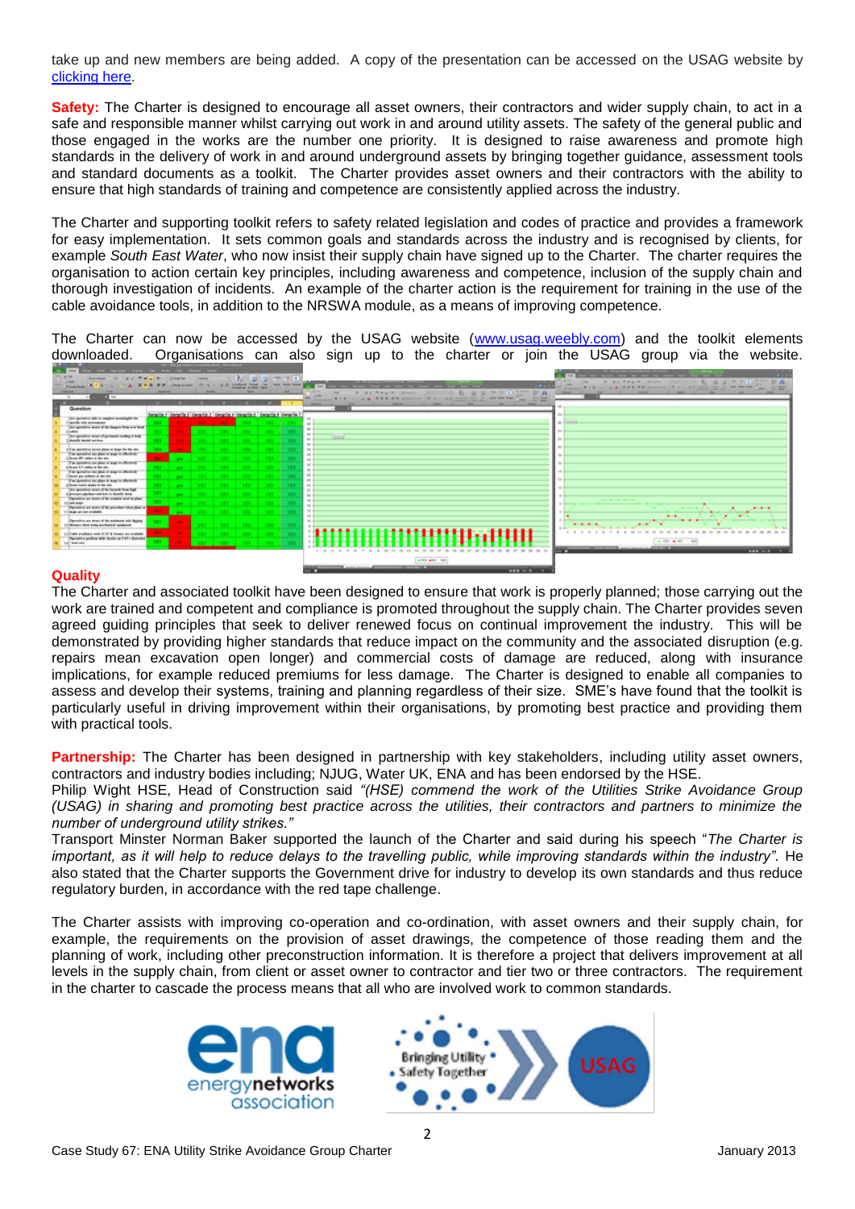take up and new members are being added. A copy of the presentation can be accessed on the USAG website by [clicking here](clicking here).

**Safety:** The Charter is designed to encourage all asset owners, their contractors and wider supply chain, to act in a safe and responsible manner whilst carrying out work in and around utility assets. The safety of the general public and those engaged in the works are the number one priority. It is designed to raise awareness and promote high standards in the delivery of work in and around underground assets by bringing together guidance, assessment tools and standard documents as a toolkit. The Charter provides asset owners and their contractors with the ability to ensure that high standards of training and competence are consistently applied across the industry.

The Charter and supporting toolkit refers to safety related legislation and codes of practice and provides a framework for easy implementation. It sets common goals and standards across the industry and is recognised by clients, for example *South East Water*, who now insist their supply chain have signed up to the Charter. The charter requires the organisation to action certain key principles, including awareness and competence, inclusion of the supply chain and thorough investigation of incidents. An example of the charter action is the requirement for training in the use of the cable avoidance tools, in addition to the NRSWA module, as a means of improving competence.

The Charter can now be accessed by the USAG website (www.usag.weebly.com) and the toolkit elements downloaded. Organisations can also sign up to the charter or join the USAG group via the website.

## Quality

The Charter and associated toolkit have been designed to ensure that work is properly planned; those carrying out the work are trained and competent and compliance is promoted throughout the supply chain. The Charter provides seven agreed guiding principles that seek to deliver renewed focus on continual improvement the industry. This will be demonstrated by providing higher standards that reduce impact on the community and the associated disruption (e.g. repairs mean excavation open longer) and commercial costs of damage are reduced, along with insurance implications, for example reduced premiums for less damage. The Charter is designed to enable all companies to assess and develop their systems, training and planning regardless of their size. SME's have found that the toolkit is particularly useful in driving improvement within their organisations, by promoting best practice and providing them with practical tools.

**Partnership:** The Charter has been designed in partnership with key stakeholders, including utility asset owners, contractors and industry bodies including; NJUG, Water UK, ENA and has been endorsed by the HSE.
Philip Wight HSE, Head of Construction said *"(HSE) commend the work of the Utilities Strike Avoidance Group (USAG) in sharing and promoting best practice across the utilities, their contractors and partners to minimize the number of underground utility strikes."*
Transport Minster Norman Baker supported the launch of the Charter and said during his speech "*The Charter is important, as it will help to reduce delays to the travelling public, while improving standards within the industry*". He also stated that the Charter supports the Government drive for industry to develop its own standards and thus reduce regulatory burden, in accordance with the red tape challenge.

The Charter assists with improving co-operation and co-ordination, with asset owners and their supply chain, for example, the requirements on the provision of asset drawings, the competence of those reading them and the planning of work, including other preconstruction information. It is therefore a project that delivers improvement at all levels in the supply chain, from client or asset owner to contractor and tier two or three contractors. The requirement in the charter to cascade the process means that all who are involved work to common standards.

ena energynetworks association

Bringing Utility Safety Together USAG